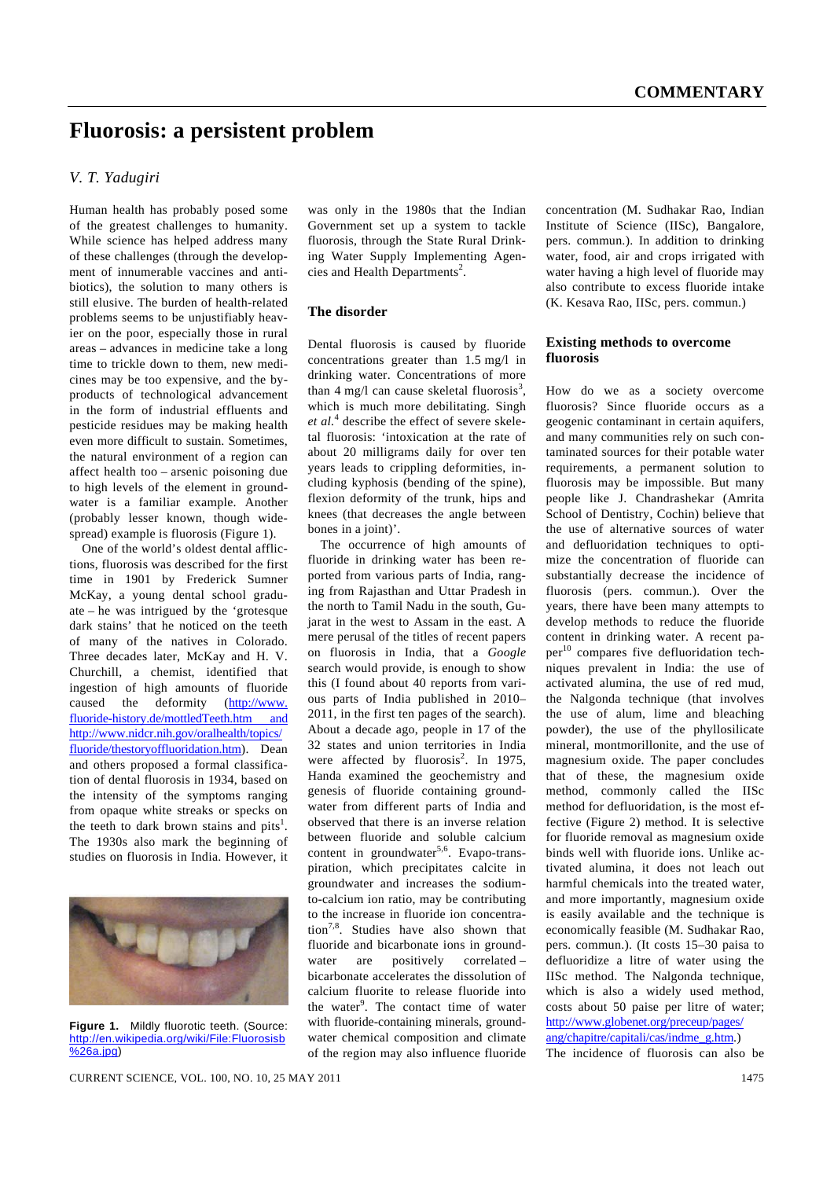# Fluorosis: a persistent problem

*V. T. Yadugiri*

Human health has probably posed some of the greatest challenges to humanity. While science has helped address many of these challenges (through the development of innumerable vaccines and antibiotics), the solution to many others is still elusive. The burden of health-related problems seems to be unjustifiably heavier on the poor, especially those in rural areas – advances in medicine take a long time to trickle down to them, new medicines may be too expensive, and the byproducts of technological advancement in the form of industrial effluents and pesticide residues may be making health even more difficult to sustain. Sometimes, the natural environment of a region can affect health too – arsenic poisoning due to high levels of the element in groundwater is a familiar example. Another (probably lesser known, though widespread) example is fluorosis (Figure 1).

One of the world's oldest dental afflictions, fluorosis was described for the first time in 1901 by Frederick Sumner McKay, a young dental school graduate – he was intrigued by the 'grotesque dark stains' that he noticed on the teeth of many of the natives in Colorado. Three decades later, McKay and H. V. Churchill, a chemist, identified that ingestion of high amounts of fluoride caused the deformity (http://www.fluoride-history.de/mottledTeeth.htm and http://www.nidcr.nih.gov/oralhealth/topics/fluoride/thestoryoffluoridation.htm). Dean and others proposed a formal classification of dental fluorosis in 1934, based on the intensity of the symptoms ranging from opaque white streaks or specks on the teeth to dark brown stains and pits[1]. The 1930s also mark the beginning of studies on fluorosis in India. However, it was only in the 1980s that the Indian Government set up a system to tackle fluorosis, through the State Rural Drinking Water Supply Implementing Agencies and Health Departments[2].

**Figure 1.** Mildly fluorotic teeth. (Source: http://en.wikipedia.org/wiki/File:Fluorosisb%26a.jpg)

## The disorder

Dental fluorosis is caused by fluoride concentrations greater than 1.5 mg/l in drinking water. Concentrations of more than 4 mg/l can cause skeletal fluorosis[3], which is much more debilitating. Singh *et al.*[4] describe the effect of severe skeletal fluorosis: 'intoxication at the rate of about 20 milligrams daily for over ten years leads to crippling deformities, including kyphosis (bending of the spine), flexion deformity of the trunk, hips and knees (that decreases the angle between bones in a joint)'.

The occurrence of high amounts of fluoride in drinking water has been reported from various parts of India, ranging from Rajasthan and Uttar Pradesh in the north to Tamil Nadu in the south, Gujarat in the west to Assam in the east. A mere perusal of the titles of recent papers on fluorosis in India, that a *Google* search would provide, is enough to show this (I found about 40 reports from various parts of India published in 2010–2011, in the first ten pages of the search). About a decade ago, people in 17 of the 32 states and union territories in India were affected by fluorosis[2]. In 1975, Handa examined the geochemistry and genesis of fluoride containing groundwater from different parts of India and observed that there is an inverse relation between fluoride and soluble calcium content in groundwater[5,6]. Evapo-transpiration, which precipitates calcite in groundwater and increases the sodium-to-calcium ion ratio, may be contributing to the increase in fluoride ion concentration[7,8]. Studies have also shown that fluoride and bicarbonate ions in groundwater are positively correlated – bicarbonate accelerates the dissolution of calcium fluoride to release fluoride into the water[9]. The contact time of water with fluoride-containing minerals, groundwater chemical composition and climate of the region may also influence fluoride concentration (M. Sudhakar Rao, Indian Institute of Science (IISc), Bangalore, pers. commun.). In addition to drinking water, food, air and crops irrigated with water having a high level of fluoride may also contribute to excess fluoride intake (K. Kesava Rao, IISc, pers. commun.)

## Existing methods to overcome fluorosis

How do we as a society overcome fluorosis? Since fluoride occurs as a geogenic contaminant in certain aquifers, and many communities rely on such contaminated sources for their potable water requirements, a permanent solution to fluorosis may be impossible. But many people like J. Chandrashekar (Amrita School of Dentistry, Cochin) believe that the use of alternative sources of water and defluoridation techniques to optimize the concentration of fluoride can substantially decrease the incidence of fluorosis (pers. commun.). Over the years, there have been many attempts to develop methods to reduce the fluoride content in drinking water. A recent paper[10] compares five defluoridation techniques prevalent in India: the use of activated alumina, the use of red mud, the Nalgonda technique (that involves the use of alum, lime and bleaching powder), the use of the phyllosilicate mineral, montmorillonite, and the use of magnesium oxide. The paper concludes that of these, the magnesium oxide method, commonly called the IISc method for defluoridation, is the most effective (Figure 2) method. It is selective for fluoride removal as magnesium oxide binds well with fluoride ions. Unlike activated alumina, it does not leach out harmful chemicals into the treated water, and more importantly, magnesium oxide is easily available and the technique is economically feasible (M. Sudhakar Rao, pers. commun.). (It costs 15–30 paisa to defluoridize a litre of water using the IISc method. The Nalgonda technique, which is also a widely used method, costs about 50 paise per litre of water; http://www.globenet.org/preceup/pages/ang/chapitre/capitali/cas/indme_g.htm.)

The incidence of fluorosis can also be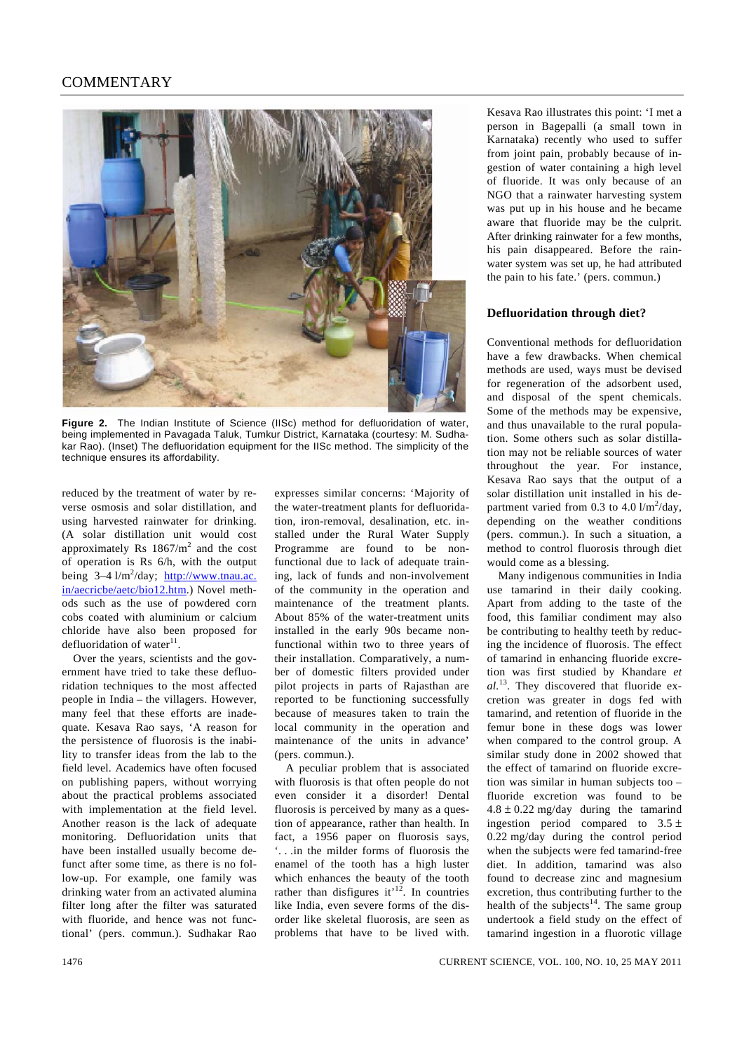**Figure 2.** The Indian Institute of Science (IISc) method for defluoridation of water, being implemented in Pavagada Taluk, Tumkur District, Karnataka (courtesy: M. Sudhakar Rao). (Inset) The defluoridation equipment for the IISc method. The simplicity of the technique ensures its affordability.

reduced by the treatment of water by reverse osmosis and solar distillation, and using harvested rainwater for drinking. (A solar distillation unit would cost approximately Rs 1867/m$^2$ and the cost of operation is Rs 6/h, with the output being 3–4 l/m$^2$/day; http://www.tnau.ac.in/aecricbe/aetc/bio12.htm.) Novel methods such as the use of powdered corn cobs coated with aluminium or calcium chloride have also been proposed for defluoridation of water[11].

Over the years, scientists and the government have tried to take these defluoridation techniques to the most affected people in India – the villagers. However, many feel that these efforts are inadequate. Kesava Rao says, 'A reason for the persistence of fluorosis is the inability to transfer ideas from the lab to the field level. Academics have often focused on publishing papers, without worrying about the practical problems associated with implementation at the field level. Another reason is the lack of adequate monitoring. Defluoridation units that have been installed usually become defunct after some time, as there is no follow-up. For example, one family was drinking water from an activated alumina filter long after the filter was saturated with fluoride, and hence was not functional' (pers. commun.). Sudhakar Rao expresses similar concerns: 'Majority of the water-treatment plants for defluoridation, iron-removal, desalination, etc. installed under the Rural Water Supply Programme are found to be non-functional due to lack of adequate training, lack of funds and non-involvement of the community in the operation and maintenance of the treatment plants. About 85% of the water-treatment units installed in the early 90s became non-functional within two to three years of their installation. Comparatively, a number of domestic filters provided under pilot projects in parts of Rajasthan are reported to be functioning successfully because of measures taken to train the local community in the operation and maintenance of the units in advance' (pers. commun.).

A peculiar problem that is associated with fluorosis is that often people do not even consider it a disorder! Dental fluorosis is perceived by many as a question of appearance, rather than health. In fact, a 1956 paper on fluorosis says, '. . .in the milder forms of fluorosis the enamel of the tooth has a high luster which enhances the beauty of the tooth rather than disfigures it'[12]. In countries like India, even severe forms of the disorder like skeletal fluorosis, are seen as problems that have to be lived with. Kesava Rao illustrates this point: 'I met a person in Bagepalli (a small town in Karnataka) recently who used to suffer from joint pain, probably because of ingestion of water containing a high level of fluoride. It was only because of an NGO that a rainwater harvesting system was put up in his house and he became aware that fluoride may be the culprit. After drinking rainwater for a few months, his pain disappeared. Before the rainwater system was set up, he had attributed the pain to his fate.' (pers. commun.)

### Defluoridation through diet?

Conventional methods for defluoridation have a few drawbacks. When chemical methods are used, ways must be devised for regeneration of the adsorbent used, and disposal of the spent chemicals. Some of the methods may be expensive, and thus unavailable to the rural population. Some others such as solar distillation may not be reliable sources of water throughout the year. For instance, Kesava Rao says that the output of a solar distillation unit installed in his department varied from 0.3 to 4.0 l/m$^2$/day, depending on the weather conditions (pers. commun.). In such a situation, a method to control fluorosis through diet would come as a blessing.

Many indigenous communities in India use tamarind in their daily cooking. Apart from adding to the taste of the food, this familiar condiment may also be contributing to healthy teeth by reducing the incidence of fluorosis. The effect of tamarind in enhancing fluoride excretion was first studied by Khandare *et al.*[13]. They discovered that fluoride excretion was greater in dogs fed with tamarind, and retention of fluoride in the femur bone in these dogs was lower when compared to the control group. A similar study done in 2002 showed that the effect of tamarind on fluoride excretion was similar in human subjects too – fluoride excretion was found to be $4.8 \pm 0.22$ mg/day during the tamarind ingestion period compared to $3.5 \pm 0.22$ mg/day during the control period when the subjects were fed tamarind-free diet. In addition, tamarind was also found to decrease zinc and magnesium excretion, thus contributing further to the health of the subjects[14]. The same group undertook a field study on the effect of tamarind ingestion in a fluorotic village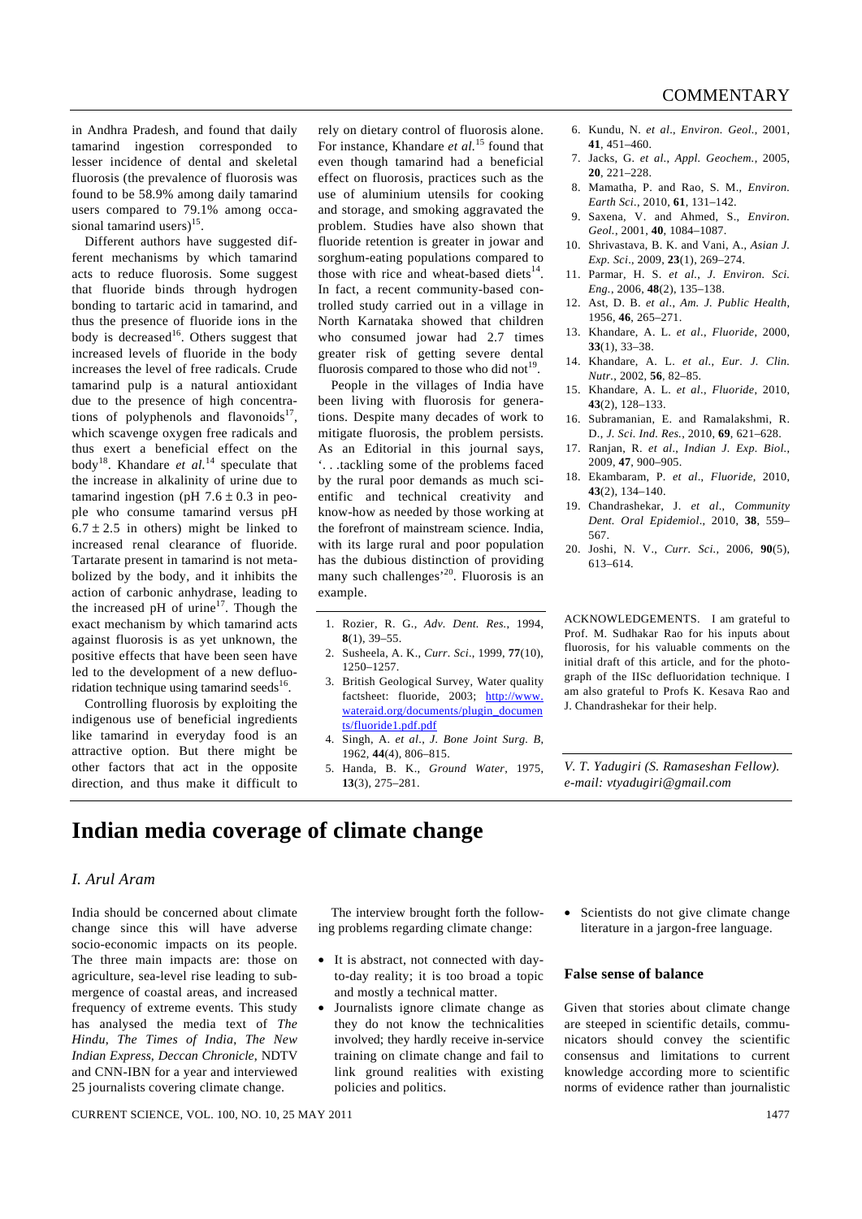in Andhra Pradesh, and found that daily tamarind ingestion corresponded to lesser incidence of dental and skeletal fluorosis (the prevalence of fluorosis was found to be 58.9% among daily tamarind users compared to 79.1% among occasional tamarind users)[15].

Different authors have suggested different mechanisms by which tamarind acts to reduce fluorosis. Some suggest that fluoride binds through hydrogen bonding to tartaric acid in tamarind, and thus the presence of fluoride ions in the body is decreased[16]. Others suggest that increased levels of fluoride in the body increases the level of free radicals. Crude tamarind pulp is a natural antioxidant due to the presence of high concentrations of polyphenols and flavonoids[17], which scavenge oxygen free radicals and thus exert a beneficial effect on the body[18]. Khandare *et al.*[14] speculate that the increase in alkalinity of urine due to tamarind ingestion (pH $7.6 \pm 0.3$ in people who consume tamarind versus pH $6.7 \pm 2.5$ in others) might be linked to increased renal clearance of fluoride. Tartarate present in tamarind is not metabolized by the body, and it inhibits the action of carbonic anhydrase, leading to the increased pH of urine[17]. Though the exact mechanism by which tamarind acts against fluorosis is as yet unknown, the positive effects that have been seen have led to the development of a new defluoridation technique using tamarind seeds[16].

Controlling fluorosis by exploiting the indigenous use of beneficial ingredients like tamarind in everyday food is an attractive option. But there might be other factors that act in the opposite direction, and thus make it difficult to rely on dietary control of fluorosis alone. For instance, Khandare *et al.*[15] found that even though tamarind had a beneficial effect on fluorosis, practices such as the use of aluminium utensils for cooking and storage, and smoking aggravated the problem. Studies have also shown that fluoride retention is greater in jowar and sorghum-eating populations compared to those with rice and wheat-based diets[14]. In fact, a recent community-based controlled study carried out in a village in North Karnataka showed that children who consumed jowar had 2.7 times greater risk of getting severe dental fluorosis compared to those who did not[19].

People in the villages of India have been living with fluorosis for generations. Despite many decades of work to mitigate fluorosis, the problem persists. As an Editorial in this journal says, '. . .tackling some of the problems faced by the rural poor demands as much scientific and technical creativity and know-how as needed by those working at the forefront of mainstream science. India, with its large rural and poor population has the dubious distinction of providing many such challenges'[20]. Fluorosis is an example.

1. Rozier, R. G., *Adv. Dent. Res.*, 1994, **8**(1), 39–55.
2. Susheela, A. K., *Curr. Sci*., 1999, **77**(10), 1250–1257.
3. British Geological Survey, Water quality factsheet: fluoride, 2003; http://www.wateraid.org/documents/plugin_documents/fluoride1.pdf.pdf
4. Singh, A. *et al*., *J. Bone Joint Surg. B*, 1962, **44**(4), 806–815.
5. Handa, B. K., *Ground Water*, 1975, **13**(3), 275–281.
6. Kundu, N. *et al*., *Environ. Geol.*, 2001, **41**, 451–460.
7. Jacks, G. *et al.*, *Appl. Geochem.*, 2005, **20**, 221–228.
8. Mamatha, P. and Rao, S. M., *Environ. Earth Sci*., 2010, **61**, 131–142.
9. Saxena, V. and Ahmed, S., *Environ. Geol.*, 2001, **40**, 1084–1087.
10. Shrivastava, B. K. and Vani, A., *Asian J. Exp. Sci*., 2009, **23**(1), 269–274.
11. Parmar, H. S. *et al.*, *J. Environ. Sci. Eng.*, 2006, **48**(2), 135–138.
12. Ast, D. B. *et al*., *Am. J. Public Health*, 1956, **46**, 265–271.
13. Khandare, A. L. *et al*., *Fluoride*, 2000, **33**(1), 33–38.
14. Khandare, A. L. *et al.*, *Eur. J. Clin. Nutr.*, 2002, **56**, 82–85.
15. Khandare, A. L. *et al*., *Fluoride*, 2010, **43**(2), 128–133.
16. Subramanian, E. and Ramalakshmi, R. D., *J. Sci. Ind. Res.*, 2010, **69**, 621–628.
17. Ranjan, R. *et al*., *Indian J. Exp. Biol.*, 2009, **47**, 900–905.
18. Ekambaram, P. *et al*., *Fluoride*, 2010, **43**(2), 134–140.
19. Chandrashekar, J. *et al*., *Community Dent. Oral Epidemiol*., 2010, **38**, 559–567.
20. Joshi, N. V., *Curr. Sci.*, 2006, **90**(5), 613–614.

ACKNOWLEDGEMENTS. I am grateful to Prof. M. Sudhakar Rao for his inputs about fluorosis, for his valuable comments on the initial draft of this article, and for the photograph of the IISc defluoridation technique. I am also grateful to Profs K. Kesava Rao and J. Chandrashekar for their help.

*V. T. Yadugiri (S. Ramaseshan Fellow). e-mail: vtyadugiri@gmail.com*

# Indian media coverage of climate change

*I. Arul Aram*

India should be concerned about climate change since this will have adverse socio-economic impacts on its people. The three main impacts are: those on agriculture, sea-level rise leading to submergence of coastal areas, and increased frequency of extreme events. This study has analysed the media text of *The Hindu*, *The Times of India*, *The New Indian Express*, *Deccan Chronicle*, NDTV and CNN-IBN for a year and interviewed 25 journalists covering climate change.

The interview brought forth the following problems regarding climate change:

- It is abstract, not connected with day-to-day reality; it is too broad a topic and mostly a technical matter.
- Journalists ignore climate change as they do not know the technicalities involved; they hardly receive in-service training on climate change and fail to link ground realities with existing policies and politics.
- Scientists do not give climate change literature in a jargon-free language.

## False sense of balance

Given that stories about climate change are steeped in scientific details, communicators should convey the scientific consensus and limitations to current knowledge according more to scientific norms of evidence rather than journalistic